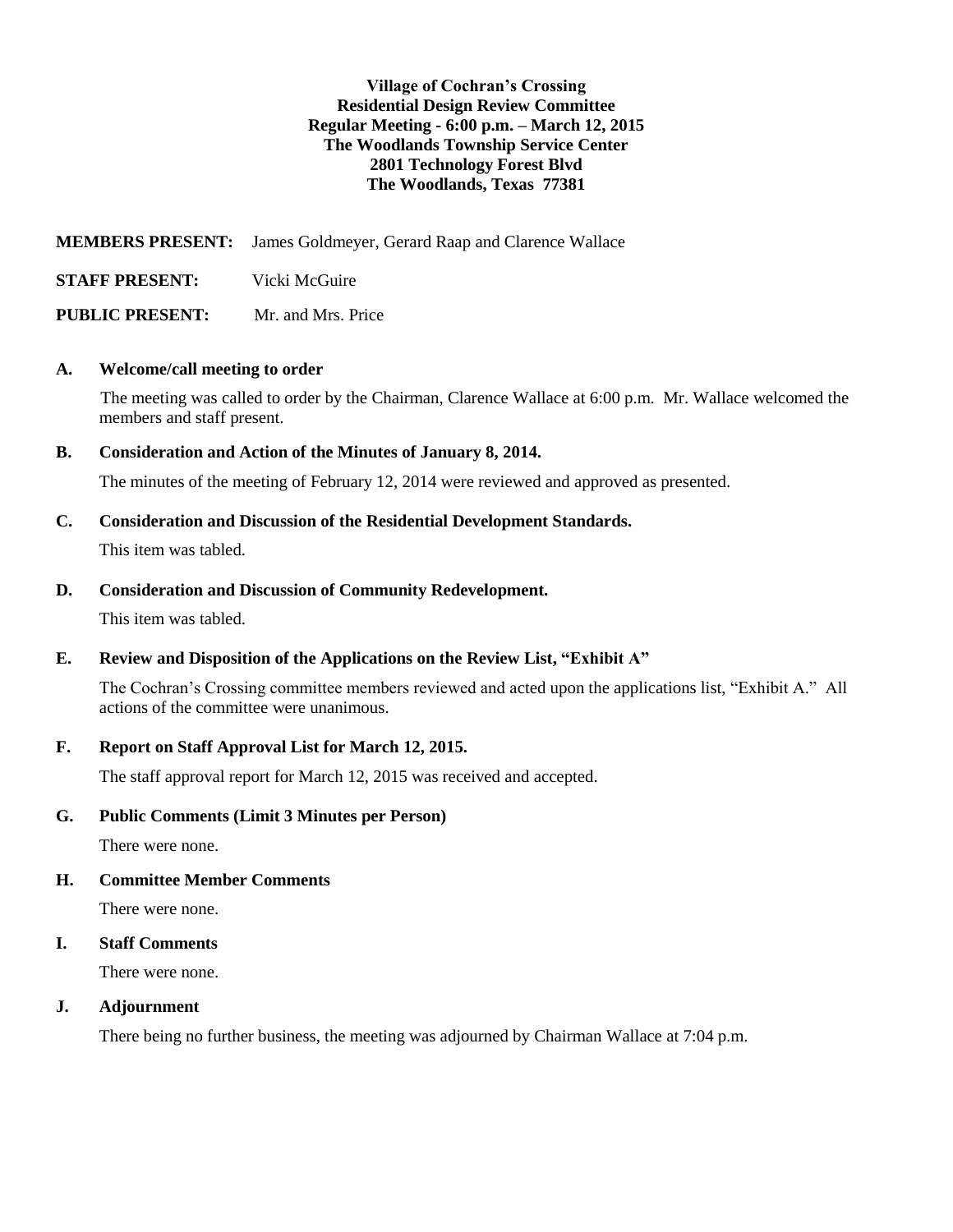**Village of Cochran's Crossing**
**Residential Design Review Committee**
**Regular Meeting - 6:00 p.m. – March 12, 2015**
**The Woodlands Township Service Center**
**2801 Technology Forest Blvd**
**The Woodlands, Texas 77381**

**MEMBERS PRESENT:** James Goldmeyer, Gerard Raap and Clarence Wallace

**STAFF PRESENT:** Vicki McGuire

**PUBLIC PRESENT:** Mr. and Mrs. Price

**A. Welcome/call meeting to order**

The meeting was called to order by the Chairman, Clarence Wallace at 6:00 p.m. Mr. Wallace welcomed the members and staff present.

**B. Consideration and Action of the Minutes of January 8, 2014.**

The minutes of the meeting of February 12, 2014 were reviewed and approved as presented.

**C. Consideration and Discussion of the Residential Development Standards.**

This item was tabled.

**D. Consideration and Discussion of Community Redevelopment.**

This item was tabled.

**E. Review and Disposition of the Applications on the Review List, "Exhibit A"**

The Cochran's Crossing committee members reviewed and acted upon the applications list, "Exhibit A." All actions of the committee were unanimous.

**F. Report on Staff Approval List for March 12, 2015.**

The staff approval report for March 12, 2015 was received and accepted.

**G. Public Comments (Limit 3 Minutes per Person)**

There were none.

**H. Committee Member Comments**

There were none.

**I. Staff Comments**

There were none.

**J. Adjournment**

There being no further business, the meeting was adjourned by Chairman Wallace at 7:04 p.m.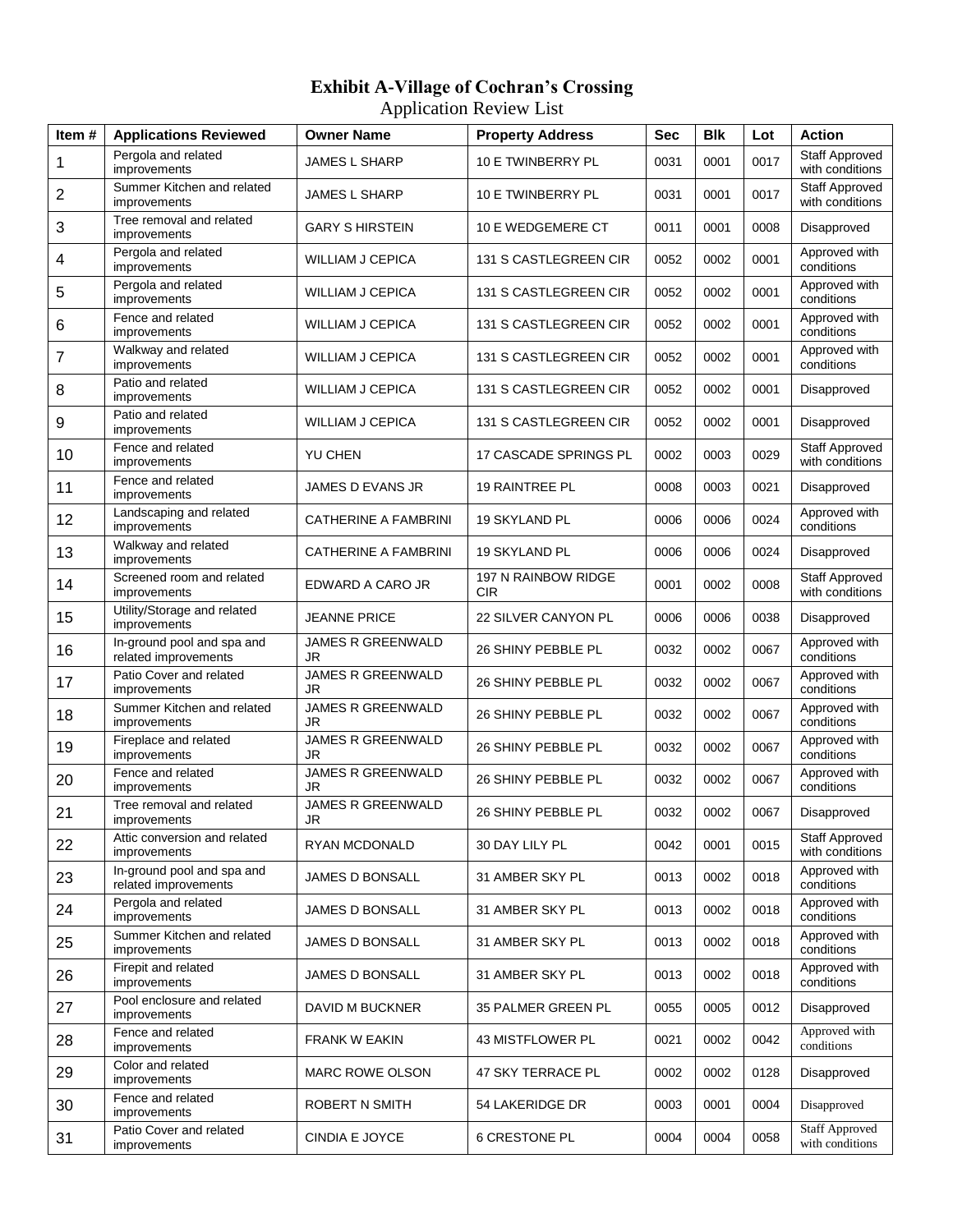# Exhibit A-Village of Cochran's Crossing

Application Review List

| Item # | Applications Reviewed | Owner Name | Property Address | Sec | Blk | Lot | Action |
|---|---|---|---|---|---|---|---|
| 1 | Pergola and related improvements | JAMES L SHARP | 10 E TWINBERRY PL | 0031 | 0001 | 0017 | Staff Approved with conditions |
| 2 | Summer Kitchen and related improvements | JAMES L SHARP | 10 E TWINBERRY PL | 0031 | 0001 | 0017 | Staff Approved with conditions |
| 3 | Tree removal and related improvements | GARY S HIRSTEIN | 10 E WEDGEMERE CT | 0011 | 0001 | 0008 | Disapproved |
| 4 | Pergola and related improvements | WILLIAM J CEPICA | 131 S CASTLEGREEN CIR | 0052 | 0002 | 0001 | Approved with conditions |
| 5 | Pergola and related improvements | WILLIAM J CEPICA | 131 S CASTLEGREEN CIR | 0052 | 0002 | 0001 | Approved with conditions |
| 6 | Fence and related improvements | WILLIAM J CEPICA | 131 S CASTLEGREEN CIR | 0052 | 0002 | 0001 | Approved with conditions |
| 7 | Walkway and related improvements | WILLIAM J CEPICA | 131 S CASTLEGREEN CIR | 0052 | 0002 | 0001 | Approved with conditions |
| 8 | Patio and related improvements | WILLIAM J CEPICA | 131 S CASTLEGREEN CIR | 0052 | 0002 | 0001 | Disapproved |
| 9 | Patio and related improvements | WILLIAM J CEPICA | 131 S CASTLEGREEN CIR | 0052 | 0002 | 0001 | Disapproved |
| 10 | Fence and related improvements | YU CHEN | 17 CASCADE SPRINGS PL | 0002 | 0003 | 0029 | Staff Approved with conditions |
| 11 | Fence and related improvements | JAMES D EVANS JR | 19 RAINTREE PL | 0008 | 0003 | 0021 | Disapproved |
| 12 | Landscaping and related improvements | CATHERINE A FAMBRINI | 19 SKYLAND PL | 0006 | 0006 | 0024 | Approved with conditions |
| 13 | Walkway and related improvements | CATHERINE A FAMBRINI | 19 SKYLAND PL | 0006 | 0006 | 0024 | Disapproved |
| 14 | Screened room and related improvements | EDWARD A CARO JR | 197 N RAINBOW RIDGE CIR | 0001 | 0002 | 0008 | Staff Approved with conditions |
| 15 | Utility/Storage and related improvements | JEANNE PRICE | 22 SILVER CANYON PL | 0006 | 0006 | 0038 | Disapproved |
| 16 | In-ground pool and spa and related improvements | JAMES R GREENWALD JR | 26 SHINY PEBBLE PL | 0032 | 0002 | 0067 | Approved with conditions |
| 17 | Patio Cover and related improvements | JAMES R GREENWALD JR | 26 SHINY PEBBLE PL | 0032 | 0002 | 0067 | Approved with conditions |
| 18 | Summer Kitchen and related improvements | JAMES R GREENWALD JR | 26 SHINY PEBBLE PL | 0032 | 0002 | 0067 | Approved with conditions |
| 19 | Fireplace and related improvements | JAMES R GREENWALD JR | 26 SHINY PEBBLE PL | 0032 | 0002 | 0067 | Approved with conditions |
| 20 | Fence and related improvements | JAMES R GREENWALD JR | 26 SHINY PEBBLE PL | 0032 | 0002 | 0067 | Approved with conditions |
| 21 | Tree removal and related improvements | JAMES R GREENWALD JR | 26 SHINY PEBBLE PL | 0032 | 0002 | 0067 | Disapproved |
| 22 | Attic conversion and related improvements | RYAN MCDONALD | 30 DAY LILY PL | 0042 | 0001 | 0015 | Staff Approved with conditions |
| 23 | In-ground pool and spa and related improvements | JAMES D BONSALL | 31 AMBER SKY PL | 0013 | 0002 | 0018 | Approved with conditions |
| 24 | Pergola and related improvements | JAMES D BONSALL | 31 AMBER SKY PL | 0013 | 0002 | 0018 | Approved with conditions |
| 25 | Summer Kitchen and related improvements | JAMES D BONSALL | 31 AMBER SKY PL | 0013 | 0002 | 0018 | Approved with conditions |
| 26 | Firepit and related improvements | JAMES D BONSALL | 31 AMBER SKY PL | 0013 | 0002 | 0018 | Approved with conditions |
| 27 | Pool enclosure and related improvements | DAVID M BUCKNER | 35 PALMER GREEN PL | 0055 | 0005 | 0012 | Disapproved |
| 28 | Fence and related improvements | FRANK W EAKIN | 43 MISTFLOWER PL | 0021 | 0002 | 0042 | Approved with conditions |
| 29 | Color and related improvements | MARC ROWE OLSON | 47 SKY TERRACE PL | 0002 | 0002 | 0128 | Disapproved |
| 30 | Fence and related improvements | ROBERT N SMITH | 54 LAKERIDGE DR | 0003 | 0001 | 0004 | Disapproved |
| 31 | Patio Cover and related improvements | CINDIA E JOYCE | 6 CRESTONE PL | 0004 | 0004 | 0058 | Staff Approved with conditions |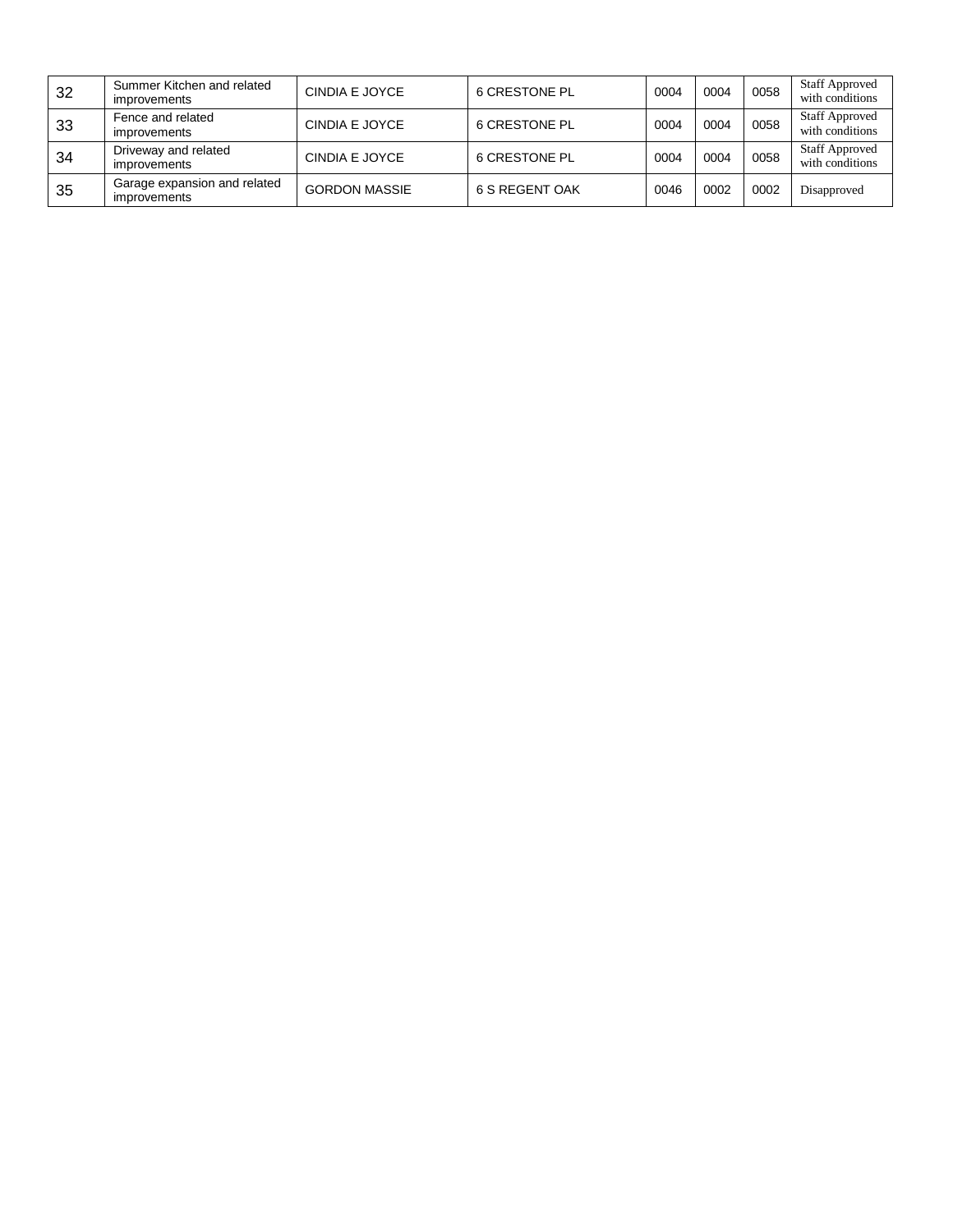| | | | | | | | |
|---|---|---|---|---|---|---|---|
| 32 | Summer Kitchen and related improvements | CINDIA E JOYCE | 6 CRESTONE PL | 0004 | 0004 | 0058 | Staff Approved with conditions |
| 33 | Fence and related improvements | CINDIA E JOYCE | 6 CRESTONE PL | 0004 | 0004 | 0058 | Staff Approved with conditions |
| 34 | Driveway and related improvements | CINDIA E JOYCE | 6 CRESTONE PL | 0004 | 0004 | 0058 | Staff Approved with conditions |
| 35 | Garage expansion and related improvements | GORDON MASSIE | 6 S REGENT OAK | 0046 | 0002 | 0002 | Disapproved |